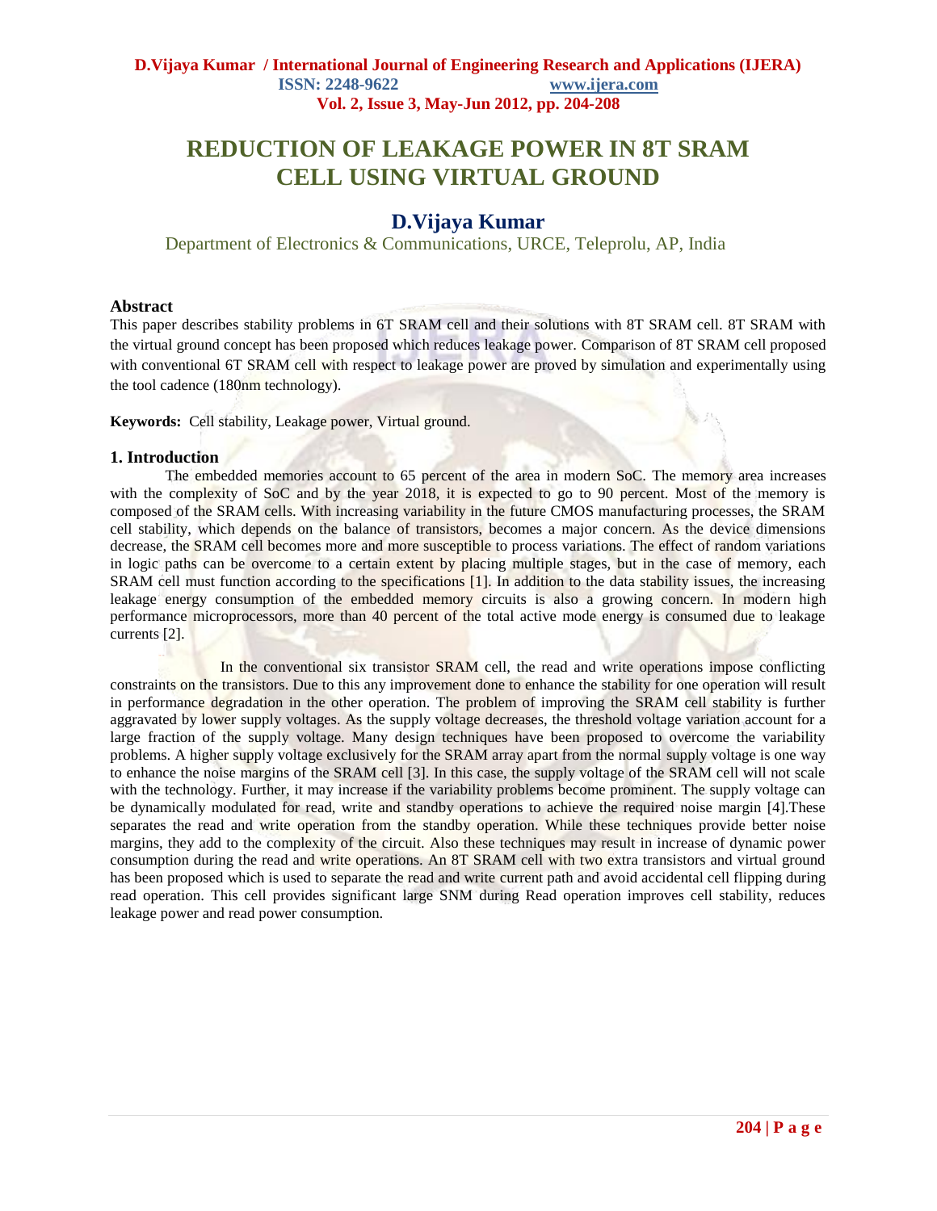# REDUCTION OF LEAKAGE POWER IN 8T SRAM CELL USING VIRTUAL GROUND

## D.Vijaya Kumar

Department of Electronics & Communications, URCE, Teleprolu, AP, India

### Abstract

This paper describes stability problems in 6T SRAM cell and their solutions with 8T SRAM cell. 8T SRAM with the virtual ground concept has been proposed which reduces leakage power. Comparison of 8T SRAM cell proposed with conventional 6T SRAM cell with respect to leakage power are proved by simulation and experimentally using the tool cadence (180nm technology).

**Keywords:** Cell stability, Leakage power, Virtual ground.

### 1. Introduction

The embedded memories account to 65 percent of the area in modern SoC. The memory area increases with the complexity of SoC and by the year 2018, it is expected to go to 90 percent. Most of the memory is composed of the SRAM cells. With increasing variability in the future CMOS manufacturing processes, the SRAM cell stability, which depends on the balance of transistors, becomes a major concern. As the device dimensions decrease, the SRAM cell becomes more and more susceptible to process variations. The effect of random variations in logic paths can be overcome to a certain extent by placing multiple stages, but in the case of memory, each SRAM cell must function according to the specifications [1]. In addition to the data stability issues, the increasing leakage energy consumption of the embedded memory circuits is also a growing concern. In modern high performance microprocessors, more than 40 percent of the total active mode energy is consumed due to leakage currents [2].

In the conventional six transistor SRAM cell, the read and write operations impose conflicting constraints on the transistors. Due to this any improvement done to enhance the stability for one operation will result in performance degradation in the other operation. The problem of improving the SRAM cell stability is further aggravated by lower supply voltages. As the supply voltage decreases, the threshold voltage variation account for a large fraction of the supply voltage. Many design techniques have been proposed to overcome the variability problems. A higher supply voltage exclusively for the SRAM array apart from the normal supply voltage is one way to enhance the noise margins of the SRAM cell [3]. In this case, the supply voltage of the SRAM cell will not scale with the technology. Further, it may increase if the variability problems become prominent. The supply voltage can be dynamically modulated for read, write and standby operations to achieve the required noise margin [4].These separates the read and write operation from the standby operation. While these techniques provide better noise margins, they add to the complexity of the circuit. Also these techniques may result in increase of dynamic power consumption during the read and write operations. An 8T SRAM cell with two extra transistors and virtual ground has been proposed which is used to separate the read and write current path and avoid accidental cell flipping during read operation. This cell provides significant large SNM during Read operation improves cell stability, reduces leakage power and read power consumption.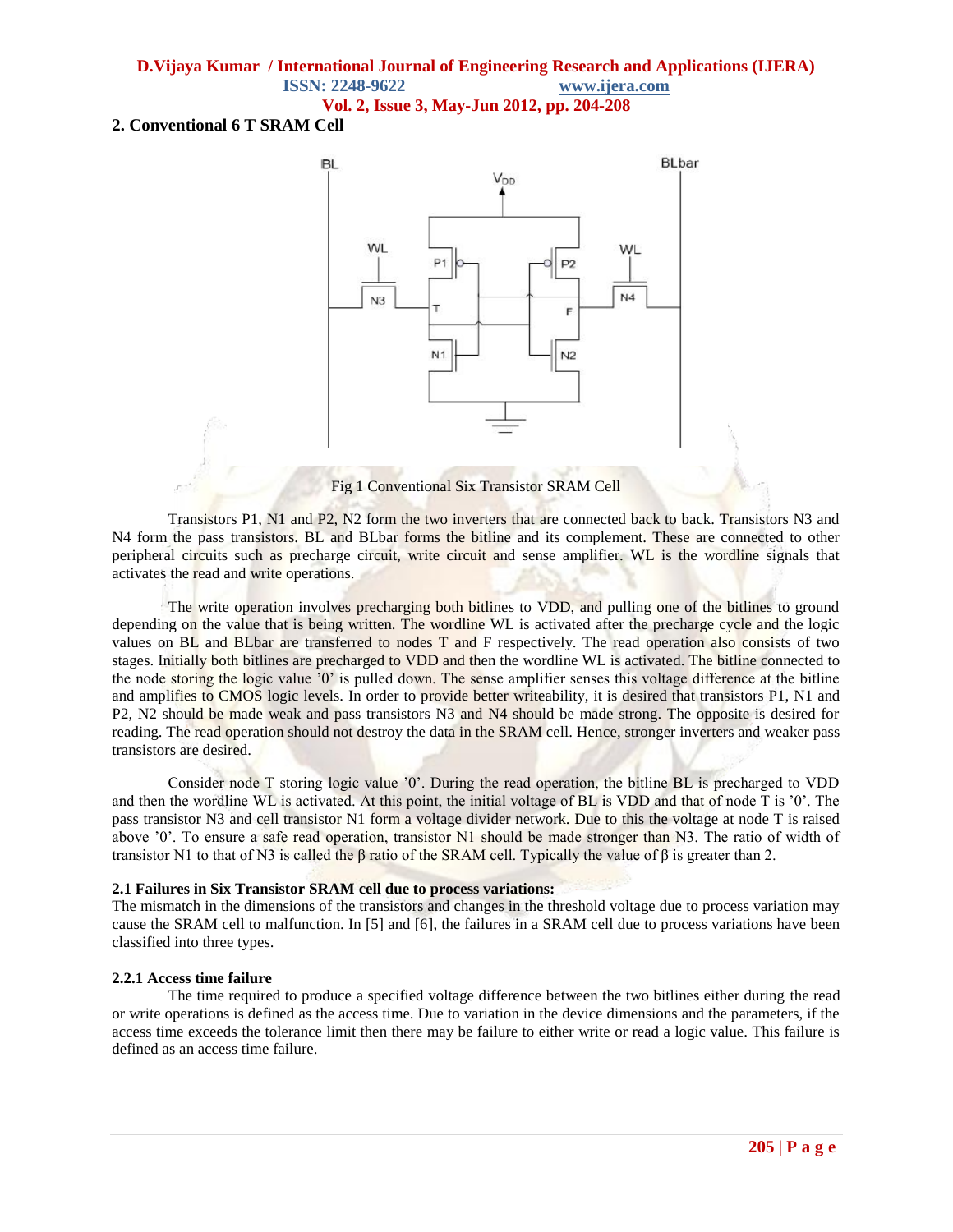## 2. Conventional 6 T SRAM Cell

Fig 1 Conventional Six Transistor SRAM Cell

Transistors P1, N1 and P2, N2 form the two inverters that are connected back to back. Transistors N3 and N4 form the pass transistors. BL and BLbar forms the bitline and its complement. These are connected to other peripheral circuits such as precharge circuit, write circuit and sense amplifier. WL is the wordline signals that activates the read and write operations.

The write operation involves precharging both bitlines to VDD, and pulling one of the bitlines to ground depending on the value that is being written. The wordline WL is activated after the precharge cycle and the logic values on BL and BLbar are transferred to nodes T and F respectively. The read operation also consists of two stages. Initially both bitlines are precharged to VDD and then the wordline WL is activated. The bitline connected to the node storing the logic value '0' is pulled down. The sense amplifier senses this voltage difference at the bitline and amplifies to CMOS logic levels. In order to provide better writeability, it is desired that transistors P1, N1 and P2, N2 should be made weak and pass transistors N3 and N4 should be made strong. The opposite is desired for reading. The read operation should not destroy the data in the SRAM cell. Hence, stronger inverters and weaker pass transistors are desired.

Consider node T storing logic value '0'. During the read operation, the bitline BL is precharged to VDD and then the wordline WL is activated. At this point, the initial voltage of BL is VDD and that of node T is '0'. The pass transistor N3 and cell transistor N1 form a voltage divider network. Due to this the voltage at node T is raised above '0'. To ensure a safe read operation, transistor N1 should be made stronger than N3. The ratio of width of transistor N1 to that of N3 is called the $\beta$ ratio of the SRAM cell. Typically the value of $\beta$ is greater than 2.

### 2.1 Failures in Six Transistor SRAM cell due to process variations:

The mismatch in the dimensions of the transistors and changes in the threshold voltage due to process variation may cause the SRAM cell to malfunction. In [5] and [6], the failures in a SRAM cell due to process variations have been classified into three types.

#### 2.2.1 Access time failure

The time required to produce a specified voltage difference between the two bitlines either during the read or write operations is defined as the access time. Due to variation in the device dimensions and the parameters, if the access time exceeds the tolerance limit then there may be failure to either write or read a logic value. This failure is defined as an access time failure.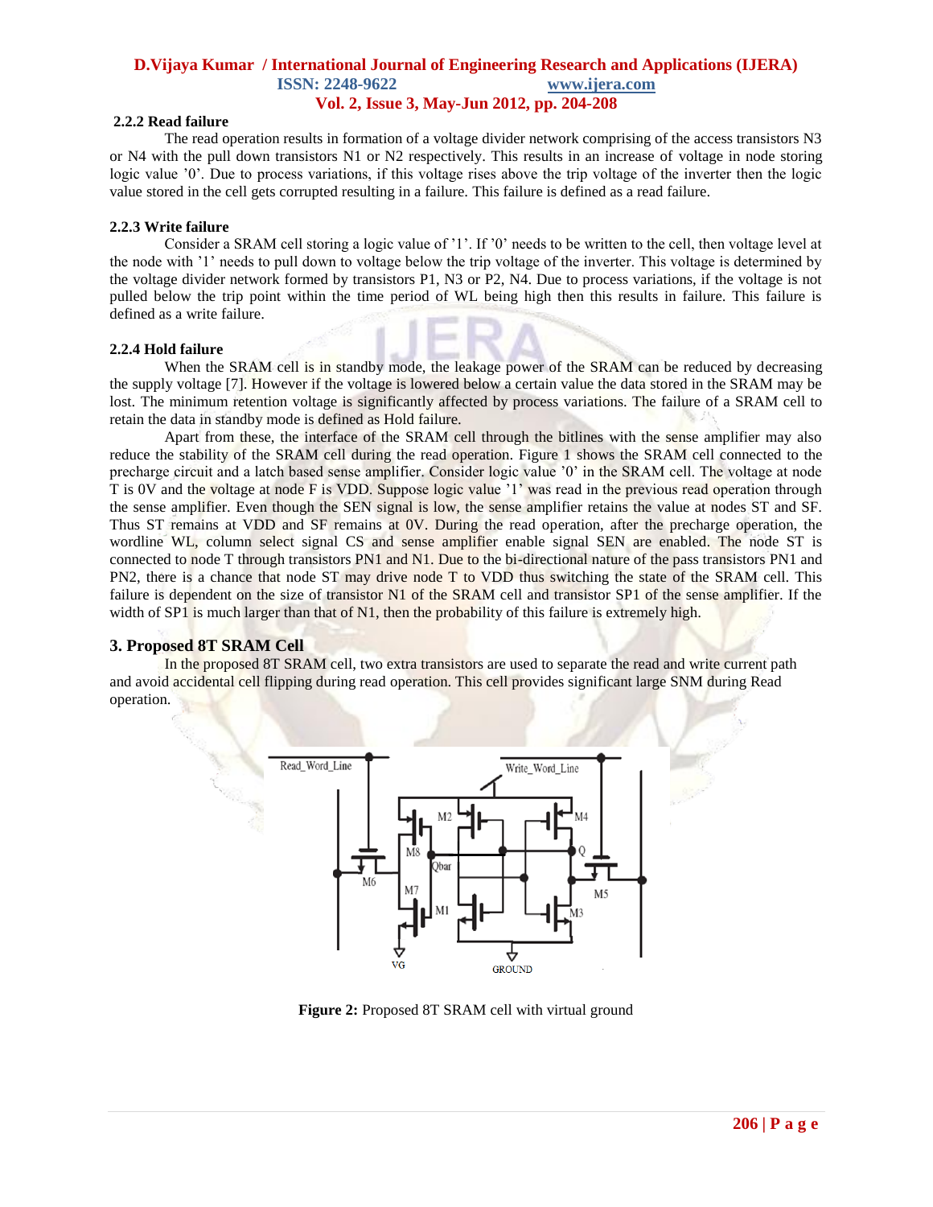### 2.2.2 Read failure

The read operation results in formation of a voltage divider network comprising of the access transistors N3 or N4 with the pull down transistors N1 or N2 respectively. This results in an increase of voltage in node storing logic value '0'. Due to process variations, if this voltage rises above the trip voltage of the inverter then the logic value stored in the cell gets corrupted resulting in a failure. This failure is defined as a read failure.

### 2.2.3 Write failure

Consider a SRAM cell storing a logic value of '1'. If '0' needs to be written to the cell, then voltage level at the node with '1' needs to pull down to voltage below the trip voltage of the inverter. This voltage is determined by the voltage divider network formed by transistors P1, N3 or P2, N4. Due to process variations, if the voltage is not pulled below the trip point within the time period of WL being high then this results in failure. This failure is defined as a write failure.

### 2.2.4 Hold failure

When the SRAM cell is in standby mode, the leakage power of the SRAM can be reduced by decreasing the supply voltage [7]. However if the voltage is lowered below a certain value the data stored in the SRAM may be lost. The minimum retention voltage is significantly affected by process variations. The failure of a SRAM cell to retain the data in standby mode is defined as Hold failure.

Apart from these, the interface of the SRAM cell through the bitlines with the sense amplifier may also reduce the stability of the SRAM cell during the read operation. Figure 1 shows the SRAM cell connected to the precharge circuit and a latch based sense amplifier. Consider logic value '0' in the SRAM cell. The voltage at node T is 0V and the voltage at node F is VDD. Suppose logic value '1' was read in the previous read operation through the sense amplifier. Even though the SEN signal is low, the sense amplifier retains the value at nodes ST and SF. Thus ST remains at VDD and SF remains at 0V. During the read operation, after the precharge operation, the wordline WL, column select signal CS and sense amplifier enable signal SEN are enabled. The node ST is connected to node T through transistors PN1 and N1. Due to the bi-directional nature of the pass transistors PN1 and PN2, there is a chance that node ST may drive node T to VDD thus switching the state of the SRAM cell. This failure is dependent on the size of transistor N1 of the SRAM cell and transistor SP1 of the sense amplifier. If the width of SP1 is much larger than that of N1, then the probability of this failure is extremely high.

## 3. Proposed 8T SRAM Cell

In the proposed 8T SRAM cell, two extra transistors are used to separate the read and write current path and avoid accidental cell flipping during read operation. This cell provides significant large SNM during Read operation.

**Figure 2:** Proposed 8T SRAM cell with virtual ground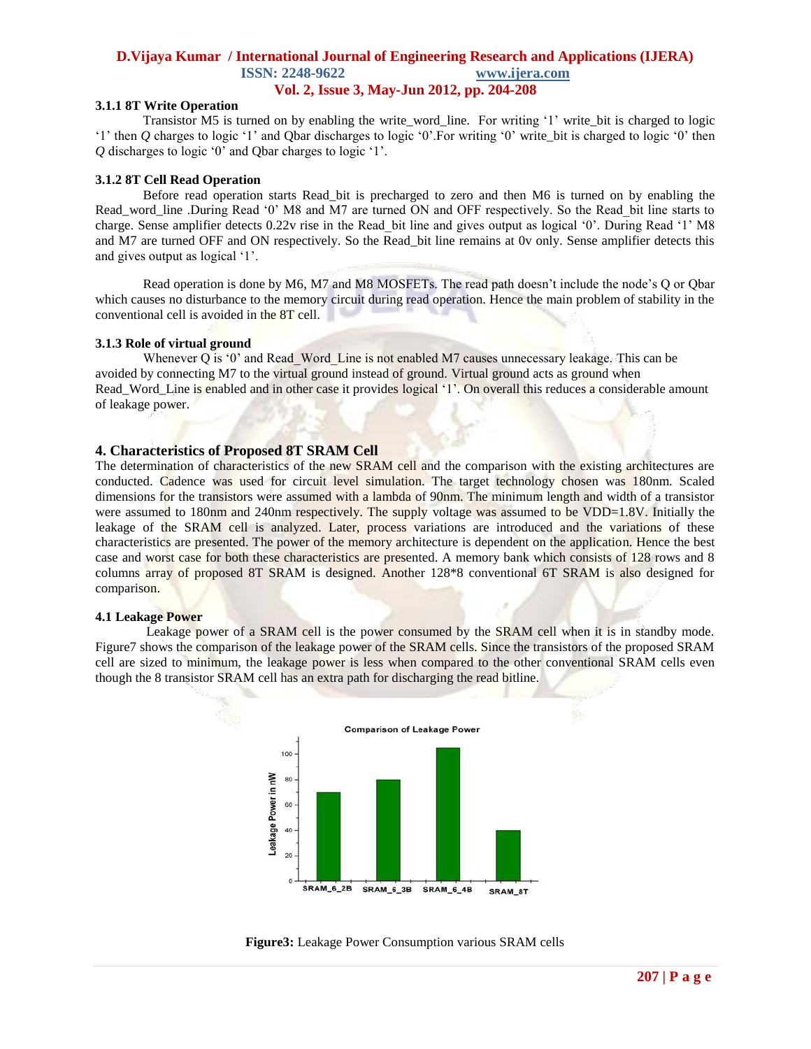### 3.1.1 8T Write Operation

Transistor M5 is turned on by enabling the write_word_line. For writing '1' write_bit is charged to logic '1' then *Q* charges to logic '1' and Qbar discharges to logic '0'.For writing '0' write_bit is charged to logic '0' then *Q* discharges to logic '0' and Qbar charges to logic '1'.

### 3.1.2 8T Cell Read Operation

Before read operation starts Read_bit is precharged to zero and then M6 is turned on by enabling the Read_word_line .During Read '0' M8 and M7 are turned ON and OFF respectively. So the Read_bit line starts to charge. Sense amplifier detects 0.22v rise in the Read_bit line and gives output as logical '0'. During Read '1' M8 and M7 are turned OFF and ON respectively. So the Read_bit line remains at 0v only. Sense amplifier detects this and gives output as logical '1'.

Read operation is done by M6, M7 and M8 MOSFETs. The read path doesn't include the node's Q or Qbar which causes no disturbance to the memory circuit during read operation. Hence the main problem of stability in the conventional cell is avoided in the 8T cell.

### 3.1.3 Role of virtual ground

Whenever Q is '0' and Read_Word_Line is not enabled M7 causes unnecessary leakage. This can be avoided by connecting M7 to the virtual ground instead of ground. Virtual ground acts as ground when Read_Word_Line is enabled and in other case it provides logical '1'. On overall this reduces a considerable amount of leakage power.

## 4. Characteristics of Proposed 8T SRAM Cell

The determination of characteristics of the new SRAM cell and the comparison with the existing architectures are conducted. Cadence was used for circuit level simulation. The target technology chosen was 180nm. Scaled dimensions for the transistors were assumed with a lambda of 90nm. The minimum length and width of a transistor were assumed to 180nm and 240nm respectively. The supply voltage was assumed to be VDD=1.8V. Initially the leakage of the SRAM cell is analyzed. Later, process variations are introduced and the variations of these characteristics are presented. The power of the memory architecture is dependent on the application. Hence the best case and worst case for both these characteristics are presented. A memory bank which consists of 128 rows and 8 columns array of proposed 8T SRAM is designed. Another 128*8 conventional 6T SRAM is also designed for comparison.

### 4.1 Leakage Power

Leakage power of a SRAM cell is the power consumed by the SRAM cell when it is in standby mode. Figure7 shows the comparison of the leakage power of the SRAM cells. Since the transistors of the proposed SRAM cell are sized to minimum, the leakage power is less when compared to the other conventional SRAM cells even though the 8 transistor SRAM cell has an extra path for discharging the read bitline.

**Figure3:** Leakage Power Consumption various SRAM cells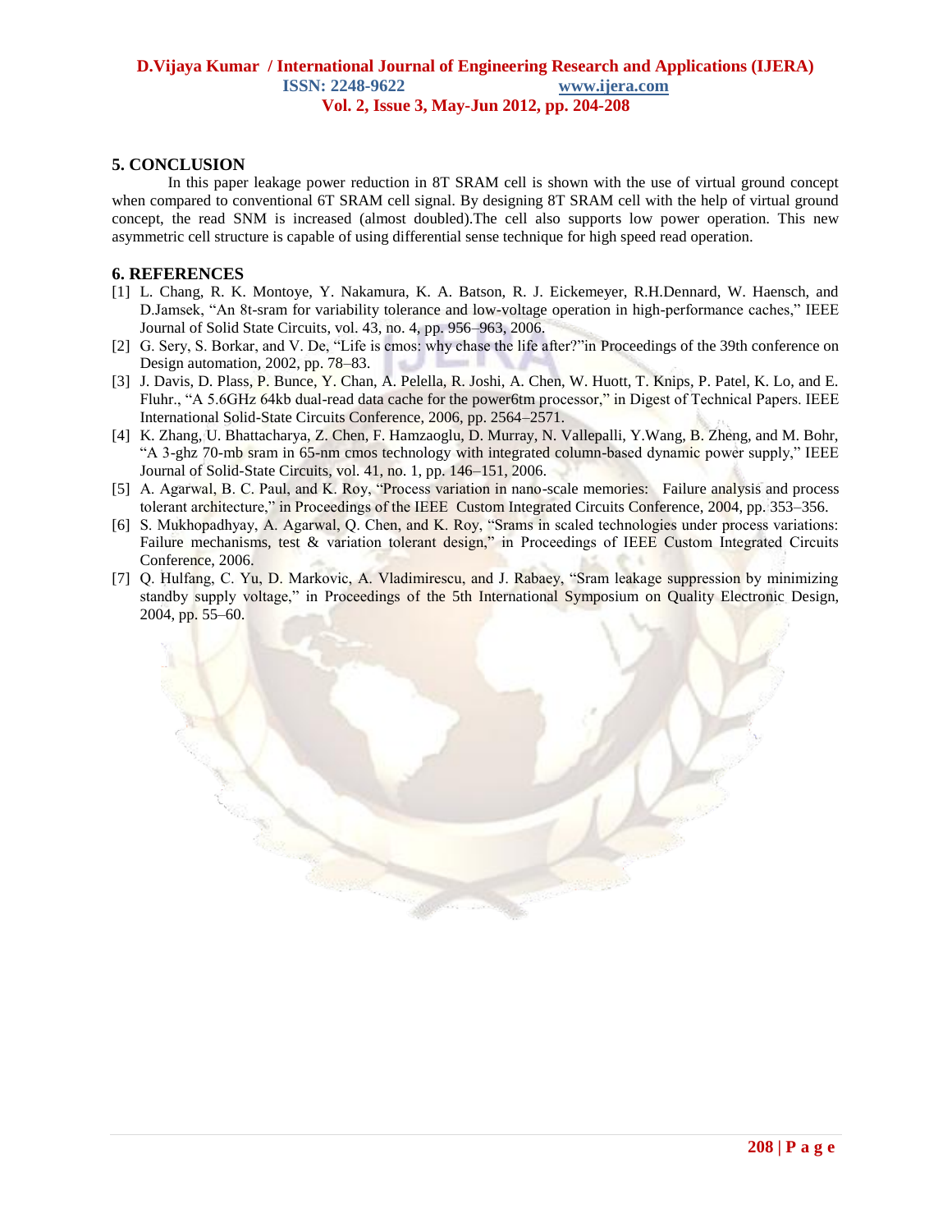## 5. CONCLUSION

In this paper leakage power reduction in 8T SRAM cell is shown with the use of virtual ground concept when compared to conventional 6T SRAM cell signal. By designing 8T SRAM cell with the help of virtual ground concept, the read SNM is increased (almost doubled).The cell also supports low power operation. This new asymmetric cell structure is capable of using differential sense technique for high speed read operation.

## 6. REFERENCES

[1] L. Chang, R. K. Montoye, Y. Nakamura, K. A. Batson, R. J. Eickemeyer, R.H.Dennard, W. Haensch, and D.Jamsek, "An 8t-sram for variability tolerance and low-voltage operation in high-performance caches," IEEE Journal of Solid State Circuits, vol. 43, no. 4, pp. 956–963, 2006.

[2] G. Sery, S. Borkar, and V. De, "Life is cmos: why chase the life after?"in Proceedings of the 39th conference on Design automation, 2002, pp. 78–83.

[3] J. Davis, D. Plass, P. Bunce, Y. Chan, A. Pelella, R. Joshi, A. Chen, W. Huott, T. Knips, P. Patel, K. Lo, and E. Fluhr., "A 5.6GHz 64kb dual-read data cache for the power6tm processor," in Digest of Technical Papers. IEEE International Solid-State Circuits Conference, 2006, pp. 2564–2571.

[4] K. Zhang, U. Bhattacharya, Z. Chen, F. Hamzaoglu, D. Murray, N. Vallepalli, Y.Wang, B. Zheng, and M. Bohr, "A 3-ghz 70-mb sram in 65-nm cmos technology with integrated column-based dynamic power supply," IEEE Journal of Solid-State Circuits, vol. 41, no. 1, pp. 146–151, 2006.

[5] A. Agarwal, B. C. Paul, and K. Roy, "Process variation in nano-scale memories: Failure analysis and process tolerant architecture," in Proceedings of the IEEE Custom Integrated Circuits Conference, 2004, pp. 353–356.

[6] S. Mukhopadhyay, A. Agarwal, Q. Chen, and K. Roy, "Srams in scaled technologies under process variations: Failure mechanisms, test & variation tolerant design," in Proceedings of IEEE Custom Integrated Circuits Conference, 2006.

[7] Q. Hulfang, C. Yu, D. Markovic, A. Vladimirescu, and J. Rabaey, "Sram leakage suppression by minimizing standby supply voltage," in Proceedings of the 5th International Symposium on Quality Electronic Design, 2004, pp. 55–60.